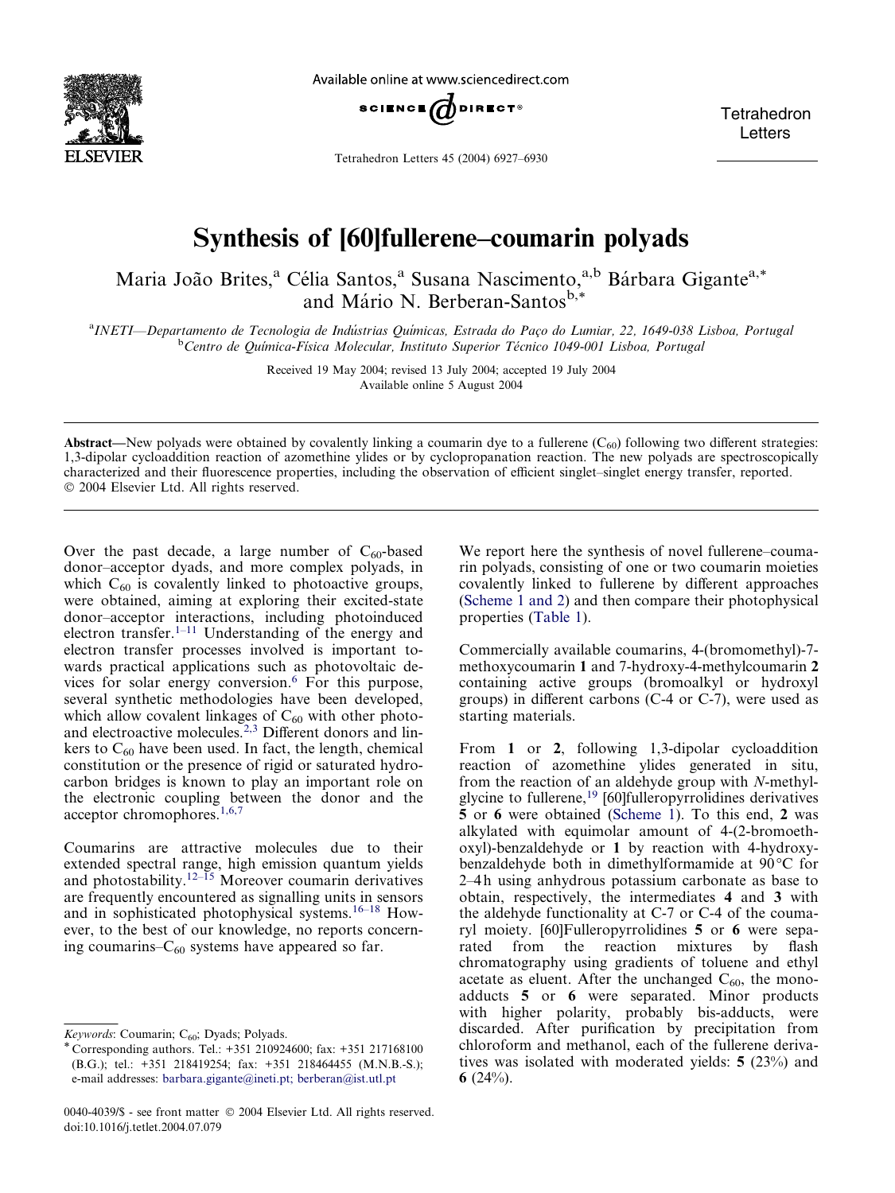# Synthesis of [60]fullerene–coumarin polyads

Maria João Brites,[a] Célia Santos,[a] Susana Nascimento,[a,b] Bárbara Gigante[a,*] and Mário N. Berberan-Santos[b,*]

[a]INETI—Departamento de Tecnologia de Indústrias Químicas, Estrada do Paço do Lumiar, 22, 1649-038 Lisboa, Portugal
[b]Centro de Química-Física Molecular, Instituto Superior Técnico 1049-001 Lisboa, Portugal

Received 19 May 2004; revised 13 July 2004; accepted 19 July 2004
Available online 5 August 2004

**Abstract**—New polyads were obtained by covalently linking a coumarin dye to a fullerene ($C_{60}$) following two different strategies: 1,3-dipolar cycloaddition reaction of azomethine ylides or by cyclopropanation reaction. The new polyads are spectroscopically characterized and their fluorescence properties, including the observation of efficient singlet–singlet energy transfer, reported.
© 2004 Elsevier Ltd. All rights reserved.

Over the past decade, a large number of $C_{60}$-based donor–acceptor dyads, and more complex polyads, in which $C_{60}$ is covalently linked to photoactive groups, were obtained, aiming at exploring their excited-state donor–acceptor interactions, including photoinduced electron transfer.[1–11] Understanding of the energy and electron transfer processes involved is important towards practical applications such as photovoltaic devices for solar energy conversion.[6] For this purpose, several synthetic methodologies have been developed, which allow covalent linkages of $C_{60}$ with other photo- and electroactive molecules.[2,3] Different donors and linkers to $C_{60}$ have been used. In fact, the length, chemical constitution or the presence of rigid or saturated hydrocarbon bridges is known to play an important role on the electronic coupling between the donor and the acceptor chromophores.[1,6,7]

Coumarins are attractive molecules due to their extended spectral range, high emission quantum yields and photostability.[12–15] Moreover coumarin derivatives are frequently encountered as signalling units in sensors and in sophisticated photophysical systems.[16–18] However, to the best of our knowledge, no reports concerning coumarins–$C_{60}$ systems have appeared so far.

We report here the synthesis of novel fullerene–coumarin polyads, consisting of one or two coumarin moieties covalently linked to fullerene by different approaches (Scheme 1 and 2) and then compare their photophysical properties (Table 1).

Commercially available coumarins, 4-(bromomethyl)-7-methoxycoumarin **1** and 7-hydroxy-4-methylcoumarin **2** containing active groups (bromoalkyl or hydroxyl groups) in different carbons (C-4 or C-7), were used as starting materials.

From **1** or **2**, following 1,3-dipolar cycloaddition reaction of azomethine ylides generated in situ, from the reaction of an aldehyde group with *N*-methylglycine to fullerene,[19] [60]fulleropyrrolidines derivatives **5** or **6** were obtained (Scheme 1). To this end, **2** was alkylated with equimolar amount of 4-(2-bromoethoxyl)-benzaldehyde or **1** by reaction with 4-hydroxybenzaldehyde both in dimethylformamide at 90 °C for 2–4 h using anhydrous potassium carbonate as base to obtain, respectively, the intermediates **4** and **3** with the aldehyde functionality at C-7 or C-4 of the coumaryl moiety. [60]Fulleropyrrolidines **5** or **6** were separated from the reaction mixtures by flash chromatography using gradients of toluene and ethyl acetate as eluent. After the unchanged $C_{60}$, the monoadducts **5** or **6** were separated. Minor products with higher polarity, probably bis-adducts, were discarded. After purification by precipitation from chloroform and methanol, each of the fullerene derivatives was isolated with moderated yields: **5** (23%) and **6** (24%).

*Keywords*: Coumarin; $C_{60}$; Dyads; Polyads.

\* Corresponding authors. Tel.: +351 210924600; fax: +351 217168100 (B.G.); tel.: +351 218419254; fax: +351 218464455 (M.N.B.-S.); e-mail addresses: barbara.gigante@ineti.pt; berberan@ist.utl.pt

0040-4039/$ - see front matter © 2004 Elsevier Ltd. All rights reserved.
doi:10.1016/j.tetlet.2004.07.079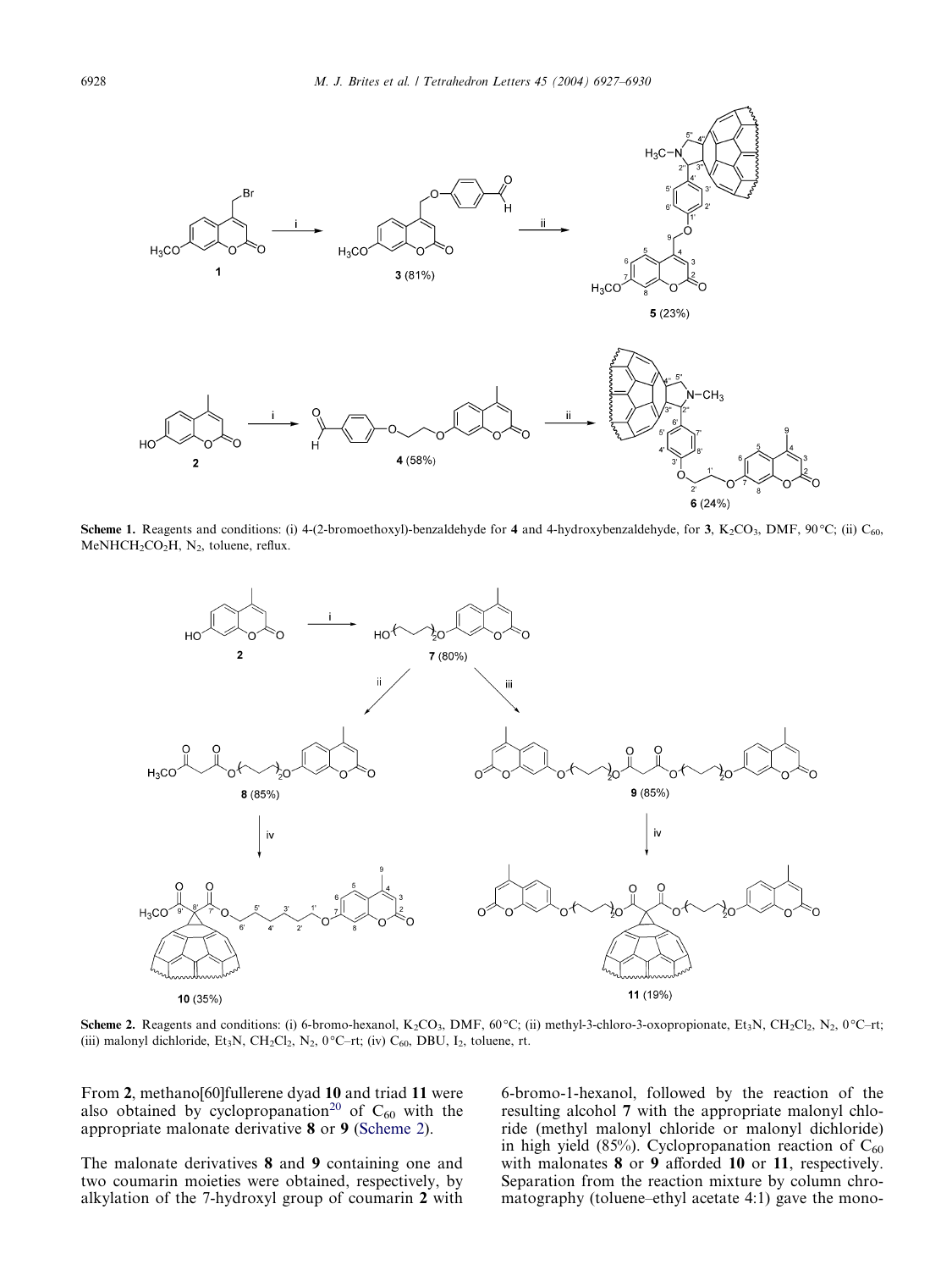**Scheme 1.** Reagents and conditions: (i) 4-(2-bromoethoxyl)-benzaldehyde for **4** and 4-hydroxybenzaldehyde, for **3**, $K_2CO_3$, DMF, 90 °C; (ii) $C_{60}$, $MeNHCH_2CO_2H$, $N_2$, toluene, reflux.

**Scheme 2.** Reagents and conditions: (i) 6-bromo-hexanol, $K_2CO_3$, DMF, 60 °C; (ii) methyl-3-chloro-3-oxopropionate, $Et_3N$, $CH_2Cl_2$, $N_2$, 0 °C–rt; (iii) malonyl dichloride, $Et_3N$, $CH_2Cl_2$, $N_2$, 0 °C–rt; (iv) $C_{60}$, DBU, $I_2$, toluene, rt.

From **2**, methano[60]fullerene dyad **10** and triad **11** were also obtained by cyclopropanation[20] of $C_{60}$ with the appropriate malonate derivative **8** or **9** (Scheme 2).

The malonate derivatives **8** and **9** containing one and two coumarin moieties were obtained, respectively, by alkylation of the 7-hydroxyl group of coumarin **2** with 6-bromo-1-hexanol, followed by the reaction of the resulting alcohol **7** with the appropriate malonyl chloride (methyl malonyl chloride or malonyl dichloride) in high yield (85%). Cyclopropanation reaction of $C_{60}$ with malonates **8** or **9** afforded **10** or **11**, respectively. Separation from the reaction mixture by column chromatography (toluene–ethyl acetate 4:1) gave the mono-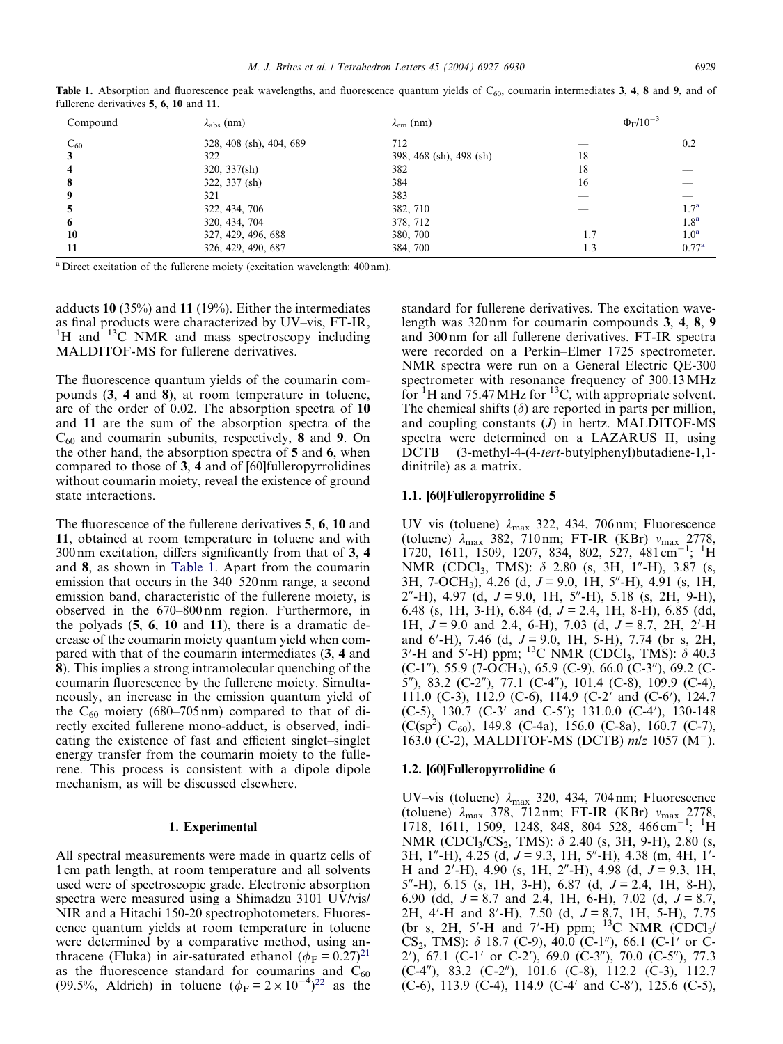**Table 1.** Absorption and fluorescence peak wavelengths, and fluorescence quantum yields of $C_{60}$, coumarin intermediates **3**, **4**, **8** and **9**, and of fullerene derivatives **5**, **6**, **10** and **11**.

| Compound | $\lambda_{abs}$ (nm) | $\lambda_{em}$ (nm) | $\Phi_F/10^{-3}$ | |
|---|---|---|---|---|
| $C_{60}$ | 328, 408 (sh), 404, 689 | 712 | — | 0.2 |
| **3** | 322 | 398, 468 (sh), 498 (sh) | 18 | — |
| **4** | 320, 337(sh) | 382 | 18 | — |
| **8** | 322, 337 (sh) | 384 | 16 | — |
| **9** | 321 | 383 | — | — |
| **5** | 322, 434, 706 | 382, 710 | — | 1.7[a] |
| **6** | 320, 434, 704 | 378, 712 | — | 1.8[a] |
| **10** | 327, 429, 496, 688 | 380, 700 | 1.7 | 1.0[a] |
| **11** | 326, 429, 490, 687 | 384, 700 | 1.3 | 0.77[a] |

[a] Direct excitation of the fullerene moiety (excitation wavelength: 400 nm).

adducts **10** (35%) and **11** (19%). Either the intermediates as final products were characterized by UV–vis, FT-IR, $^{1}H$ and $^{13}C$ NMR and mass spectroscopy including MALDITOF-MS for fullerene derivatives.

The fluorescence quantum yields of the coumarin compounds (**3**, **4** and **8**), at room temperature in toluene, are of the order of 0.02. The absorption spectra of **10** and **11** are the sum of the absorption spectra of the $C_{60}$ and coumarin subunits, respectively, **8** and **9**. On the other hand, the absorption spectra of **5** and **6**, when compared to those of **3**, **4** and of [60]fulleropyrrolidines without coumarin moiety, reveal the existence of ground state interactions.

The fluorescence of the fullerene derivatives **5**, **6**, **10** and **11**, obtained at room temperature in toluene and with 300 nm excitation, differs significantly from that of **3**, **4** and **8**, as shown in Table 1. Apart from the coumarin emission that occurs in the 340–520 nm range, a second emission band, characteristic of the fullerene moiety, is observed in the 670–800 nm region. Furthermore, in the polyads (**5**, **6**, **10** and **11**), there is a dramatic decrease of the coumarin moiety quantum yield when compared with that of the coumarin intermediates (**3**, **4** and **8**). This implies a strong intramolecular quenching of the coumarin fluorescence by the fullerene moiety. Simultaneously, an increase in the emission quantum yield of the $C_{60}$ moiety (680–705 nm) compared to that of directly excited fullerene mono-adduct, is observed, indicating the existence of fast and efficient singlet–singlet energy transfer from the coumarin moiety to the fullerene. This process is consistent with a dipole–dipole mechanism, as will be discussed elsewhere.

## 1. Experimental

All spectral measurements were made in quartz cells of 1 cm path length, at room temperature and all solvents used were of spectroscopic grade. Electronic absorption spectra were measured using a Shimadzu 3101 UV/vis/NIR and a Hitachi 150-20 spectrophotometers. Fluorescence quantum yields at room temperature in toluene were determined by a comparative method, using anthracene (Fluka) in air-saturated ethanol ($\phi_F = 0.27$)[21] as the fluorescence standard for coumarins and $C_{60}$ (99.5%, Aldrich) in toluene ($\phi_F = 2 \times 10^{-4}$)[22] as the standard for fullerene derivatives. The excitation wavelength was 320 nm for coumarin compounds **3**, **4**, **8**, **9** and 300 nm for all fullerene derivatives. FT-IR spectra were recorded on a Perkin–Elmer 1725 spectrometer. NMR spectra were run on a General Electric QE-300 spectrometer with resonance frequency of 300.13 MHz for $^{1}H$ and 75.47 MHz for $^{13}C$, with appropriate solvent. The chemical shifts ($\delta$) are reported in parts per million, and coupling constants ($J$) in hertz. MALDITOF-MS spectra were determined on a LAZARUS II, using DCTB (3-methyl-4-(4-*tert*-butylphenyl)butadiene-1,1-dinitrile) as a matrix.

### 1.1. [60]Fulleropyrrolidine 5

UV–vis (toluene) $\lambda_{max}$ 322, 434, 706 nm; Fluorescence (toluene) $\lambda_{max}$ 382, 710 nm; FT-IR (KBr) $\nu_{max}$ 2778, 1720, 1611, 1509, 1207, 834, 802, 527, 481 $cm^{-1}$; $^{1}H$ NMR ($CDCl_3$, TMS): $\delta$ 2.80 (s, 3H, 1″-H), 3.87 (s, 3H, 7-$OCH_3$), 4.26 (d, $J$ = 9.0, 1H, 5″-H), 4.91 (s, 1H, 2″-H), 4.97 (d, $J$ = 9.0, 1H, 5″-H), 5.18 (s, 2H, 9-H), 6.48 (s, 1H, 3-H), 6.84 (d, $J$ = 2.4, 1H, 8-H), 6.85 (dd, 1H, $J$ = 9.0 and 2.4, 6-H), 7.03 (d, $J$ = 8.7, 2H, 2′-H and 6′-H), 7.46 (d, $J$ = 9.0, 1H, 5-H), 7.74 (br s, 2H, 3′-H and 5′-H) ppm; $^{13}C$ NMR ($CDCl_3$, TMS): $\delta$ 40.3 (C-1″), 55.9 (7-O$CH_3$), 65.9 (C-3″), 66.0 (C-9), 69.2 (C-5″), 83.2 (C-2″), 77.1 (C-4″), 101.4 (C-8), 109.9 (C-4), 111.0 (C-3), 112.9 (C-6), 114.9 (C-2′ and (C-6′), 124.7 (C-5), 130.7 (C-3′ and C-5′); 131.0.0 (C-4′), 130-148 ($C(sp^2)$–$C_{60}$), 149.8 (C-4a), 156.0 (C-8a), 160.7 (C-7), 163.0 (C-2), MALDITOF-MS (DCTB) $m/z$ 1057 ($M^-$).

### 1.2. [60]Fulleropyrrolidine 6

UV–vis (toluene) $\lambda_{max}$ 320, 434, 704 nm; Fluorescence (toluene) $\lambda_{max}$ 378, 712 nm; FT-IR (KBr) $\nu_{max}$ 2778, 1718, 1611, 1509, 1248, 848, 804 528, 466 $cm^{-1}$; $^{1}H$ NMR ($CDCl_3$/$CS_2$, TMS): $\delta$ 2.40 (s, 3H, 9-H), 2.80 (s, 3H, 1″-H), 4.25 (d, $J$ = 9.3, 1H, 5″-H), 4.38 (m, 4H, 1′-H and 2′-H), 4.90 (s, 1H, 2″-H), 4.98 (d, $J$ = 9.3, 1H, 5″-H), 6.15 (s, 1H, 3-H), 6.87 (d, $J$ = 2.4, 1H, 8-H), 6.90 (dd, $J$ = 8.7 and 2.4, 1H, 6-H), 7.02 (d, $J$ = 8.7, 2H, 4′-H and 8′-H), 7.50 (d, $J$ = 8.7, 1H, 5-H), 7.75 (br s, 2H, 5′-H and 7′-H) ppm; $^{13}C$ NMR ($CDCl_3$/$CS_2$, TMS): $\delta$ 18.7 (C-9), 40.0 (C-1″), 66.1 (C-1′ or C-2′), 67.1 (C-1′ or C-2′), 69.0 (C-3″), 70.0 (C-5″), 77.3 (C-4″), 83.2 (C-2″), 101.6 (C-8), 112.2 (C-3), 112.7 (C-6), 113.9 (C-4), 114.9 (C-4′ and C-8′), 125.6 (C-5),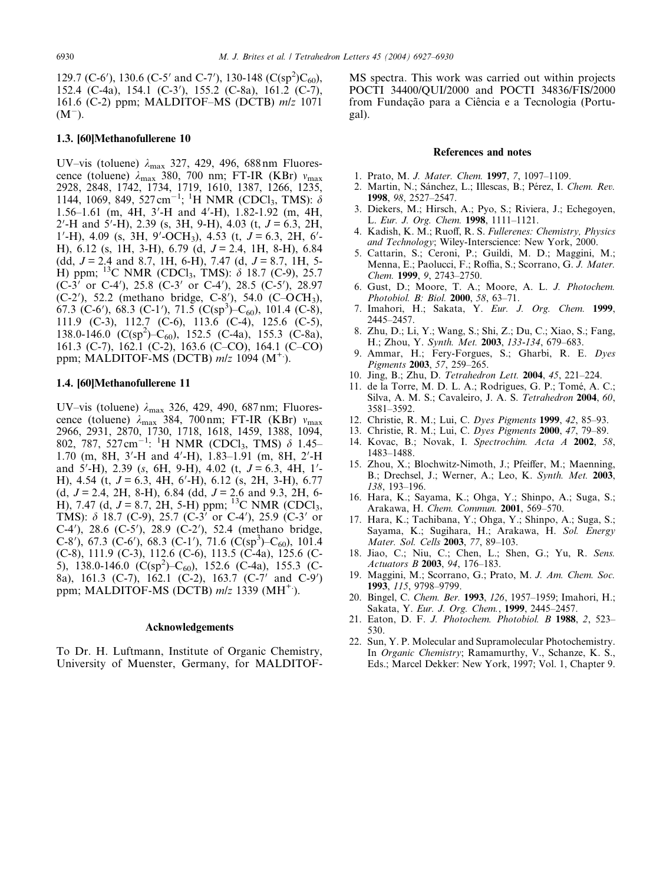129.7 (C-6′), 130.6 (C-5′ and C-7′), 130-148 ($C(sp^2)C_{60}$), 152.4 (C-4a), 154.1 (C-3′), 155.2 (C-8a), 161.2 (C-7), 161.6 (C-2) ppm; MALDITOF–MS (DCTB) *m*/*z* 1071 ($M^-$).

### 1.3. [60]Methanofullerene 10

UV–vis (toluene) $\lambda_{max}$ 327, 429, 496, 688 nm Fluorescence (toluene) $\lambda_{max}$ 380, 700 nm; FT-IR (KBr) $\nu_{max}$ 2928, 2848, 1742, 1734, 1719, 1610, 1387, 1266, 1235, 1144, 1069, 849, 527 cm$^{-1}$; $^1$H NMR ($CDCl_3$, TMS): $\delta$ 1.56–1.61 (m, 4H, 3′-H and 4′-H), 1.82-1.92 (m, 4H, 2′-H and 5′-H), 2.39 (s, 3H, 9-H), 4.03 (t, *J* = 6.3, 2H, 1′-H), 4.09 (s, 3H, 9′-$OCH_3$), 4.53 (t, *J* = 6.3, 2H, 6′-H), 6.12 (s, 1H, 3-H), 6.79 (d, *J* = 2.4, 1H, 8-H), 6.84 (dd, *J* = 2.4 and 8.7, 1H, 6-H), 7.47 (d, *J* = 8.7, 1H, 5-H) ppm; $^{13}$C NMR ($CDCl_3$, TMS): $\delta$ 18.7 (C-9), 25.7 (C-3′ or C-4′), 25.8 (C-3′ or C-4′), 28.5 (C-5′), 28.97 (C-2′), 52.2 (methano bridge, C-8′), 54.0 (C–O$CH_3$), 67.3 (C-6′), 68.3 (C-1′), 71.5 ($C(sp^3)$–$C_{60}$), 101.4 (C-8), 111.9 (C-3), 112.7 (C-6), 113.6 (C-4), 125.6 (C-5), 138.0-146.0 ($C(sp^2)$–$C_{60}$), 152.5 (C-4a), 155.3 (C-8a), 161.3 (C-7), 162.1 (C-2), 163.6 (C–CO), 164.1 (C–CO) ppm; MALDITOF-MS (DCTB) *m*/*z* 1094 ($M^{+\cdot}$).

### 1.4. [60]Methanofullerene 11

UV–vis (toluene) $\lambda_{max}$ 326, 429, 490, 687 nm; Fluorescence (toluene) $\lambda_{max}$ 384, 700 nm; FT-IR (KBr) $\nu_{max}$ 2966, 2931, 2870, 1730, 1718, 1618, 1459, 1388, 1094, 802, 787, 527 cm$^{-1}$: $^1$H NMR ($CDCl_3$, TMS) $\delta$ 1.45–1.70 (m, 8H, 3′-H and 4′-H), 1.83–1.91 (m, 8H, 2′-H and 5′-H), 2.39 (*s*, 6H, 9-H), 4.02 (t, *J* = 6.3, 4H, 1′-H), 4.54 (t, *J* = 6.3, 4H, 6′-H), 6.12 (s, 2H, 3-H), 6.77 (d, *J* = 2.4, 2H, 8-H), 6.84 (dd, *J* = 2.6 and 9.3, 2H, 6-H), 7.47 (d, *J* = 8.7, 2H, 5-H) ppm; $^{13}$C NMR ($CDCl_3$, TMS): $\delta$ 18.7 (C-9), 25.7 (C-3′ or C-4′), 25.9 (C-3′ or C-4′), 28.6 (C-5′), 28.9 (C-2′), 52.4 (methano bridge, C-8′), 67.3 (C-6′), 68.3 (C-1′), 71.6 ($C(sp^3)$–$C_{60}$), 101.4 (C-8), 111.9 (C-3), 112.6 (C-6), 113.5 (C-4a), 125.6 (C-5), 138.0-146.0 ($C(sp^2)$–$C_{60}$), 152.6 (C-4a), 155.3 (C-8a), 161.3 (C-7), 162.1 (C-2), 163.7 (C-7′ and C-9′) ppm; MALDITOF-MS (DCTB) *m*/*z* 1339 ($MH^{+\cdot}$).

## Acknowledgements

To Dr. H. Luftmann, Institute of Organic Chemistry, University of Muenster, Germany, for MALDITOF-MS spectra. This work was carried out within projects POCTI 34400/QUI/2000 and POCTI 34836/FIS/2000 from Fundação para a Ciência e a Tecnologia (Portugal).

## References and notes

1. Prato, M. *J. Mater. Chem.* **1997**, *7*, 1097–1109.
2. Martin, N.; Sánchez, L.; Illescas, B.; Pérez, I. *Chem. Rev.* **1998**, *98*, 2527–2547.
3. Diekers, M.; Hirsch, A.; Pyo, S.; Riviera, J.; Echegoyen, L. *Eur. J. Org. Chem.* **1998**, 1111–1121.
4. Kadish, K. M.; Ruoff, R. S. *Fullerenes: Chemistry, Physics and Technology*; Wiley-Interscience: New York, 2000.
5. Cattarin, S.; Ceroni, P.; Guildi, M. D.; Maggini, M.; Menna, E.; Paolucci, F.; Roffia, S.; Scorrano, G. *J. Mater. Chem.* **1999**, *9*, 2743–2750.
6. Gust, D.; Moore, T. A.; Moore, A. L. *J. Photochem. Photobiol. B: Biol.* **2000**, *58*, 63–71.
7. Imahori, H.; Sakata, Y. *Eur. J. Org. Chem.* **1999**, 2445–2457.
8. Zhu, D.; Li, Y.; Wang, S.; Shi, Z.; Du, C.; Xiao, S.; Fang, H.; Zhou, Y. *Synth. Met.* **2003**, *133-134*, 679–683.
9. Ammar, H.; Fery-Forgues, S.; Gharbi, R. E. *Dyes Pigments* **2003**, *57*, 259–265.
10. Jing, B.; Zhu, D. *Tetrahedron Lett.* **2004**, *45*, 221–224.
11. de la Torre, M. D. L. A.; Rodrigues, G. P.; Tomé, A. C.; Silva, A. M. S.; Cavaleiro, J. A. S. *Tetrahedron* **2004**, *60*, 3581–3592.
12. Christie, R. M.; Lui, C. *Dyes Pigments* **1999**, *42*, 85–93.
13. Christie, R. M.; Lui, C. *Dyes Pigments* **2000**, *47*, 79–89.
14. Kovac, B.; Novak, I. *Spectrochim. Acta A* **2002**, *58*, 1483–1488.
15. Zhou, X.; Blochwitz-Nimoth, J.; Pfeiffer, M.; Maenning, B.; Drechsel, J.; Werner, A.; Leo, K. *Synth. Met.* **2003**, *138*, 193–196.
16. Hara, K.; Sayama, K.; Ohga, Y.; Shinpo, A.; Suga, S.; Arakawa, H. *Chem. Commun.* **2001**, 569–570.
17. Hara, K.; Tachibana, Y.; Ohga, Y.; Shinpo, A.; Suga, S.; Sayama, K.; Sugihara, H.; Arakawa, H. *Sol. Energy Mater. Sol. Cells* **2003**, *77*, 89–103.
18. Jiao, C.; Niu, C.; Chen, L.; Shen, G.; Yu, R. *Sens. Actuators B* **2003**, *94*, 176–183.
19. Maggini, M.; Scorrano, G.; Prato, M. *J. Am. Chem. Soc.* **1993**, *115*, 9798–9799.
20. Bingel, C. *Chem. Ber.* **1993**, *126*, 1957–1959; Imahori, H.; Sakata, Y. *Eur. J. Org. Chem.*, **1999**, 2445–2457.
21. Eaton, D. F. *J. Photochem. Photobiol. B* **1988**, *2*, 523–530.
22. Sun, Y. P. Molecular and Supramolecular Photochemistry. In *Organic Chemistry*; Ramamurthy, V., Schanze, K. S., Eds.; Marcel Dekker: New York, 1997; Vol. 1, Chapter 9.